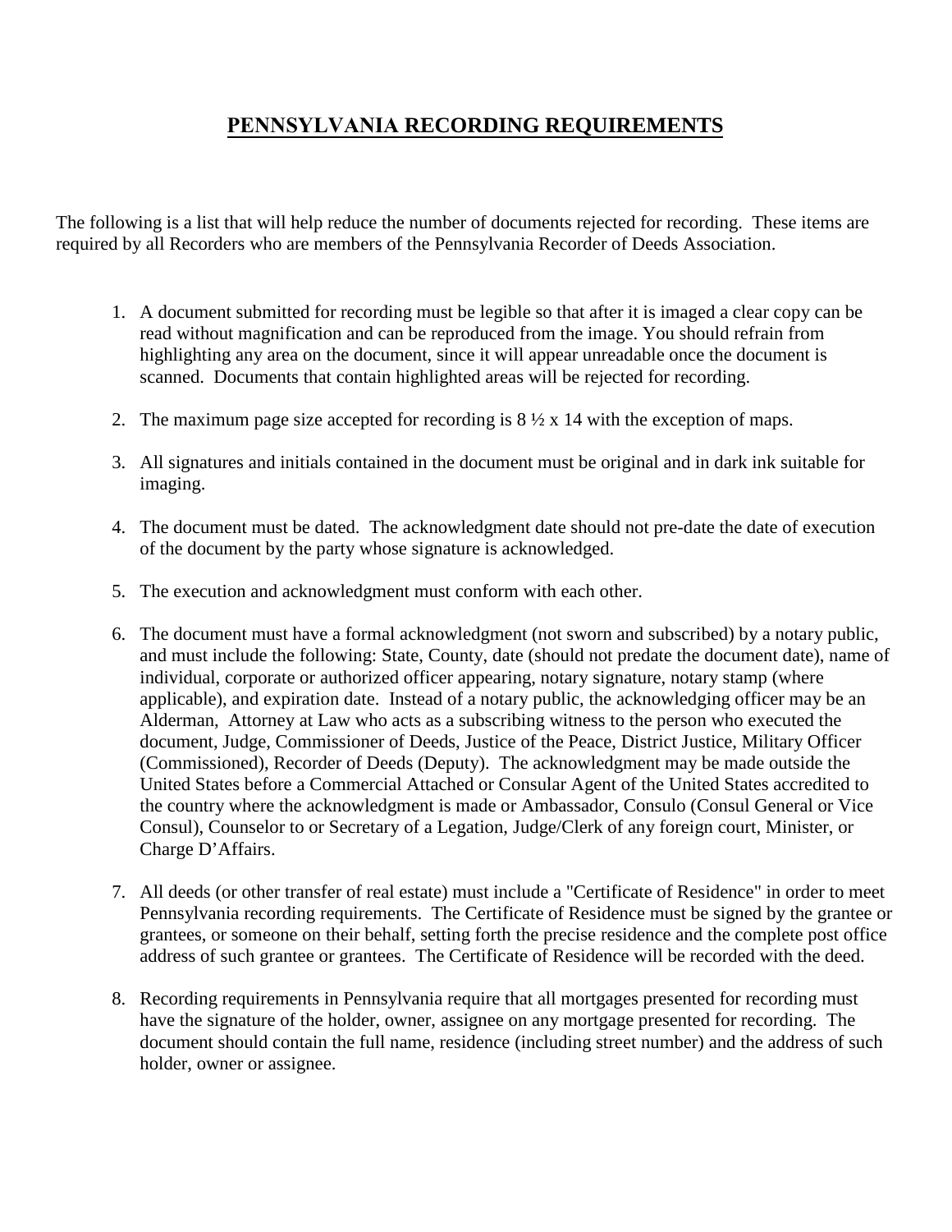# PENNSYLVANIA RECORDING REQUIREMENTS

The following is a list that will help reduce the number of documents rejected for recording. These items are required by all Recorders who are members of the Pennsylvania Recorder of Deeds Association.

1. A document submitted for recording must be legible so that after it is imaged a clear copy can be read without magnification and can be reproduced from the image. You should refrain from highlighting any area on the document, since it will appear unreadable once the document is scanned. Documents that contain highlighted areas will be rejected for recording.

2. The maximum page size accepted for recording is 8 ½ x 14 with the exception of maps.

3. All signatures and initials contained in the document must be original and in dark ink suitable for imaging.

4. The document must be dated. The acknowledgment date should not pre-date the date of execution of the document by the party whose signature is acknowledged.

5. The execution and acknowledgment must conform with each other.

6. The document must have a formal acknowledgment (not sworn and subscribed) by a notary public, and must include the following: State, County, date (should not predate the document date), name of individual, corporate or authorized officer appearing, notary signature, notary stamp (where applicable), and expiration date. Instead of a notary public, the acknowledging officer may be an Alderman, Attorney at Law who acts as a subscribing witness to the person who executed the document, Judge, Commissioner of Deeds, Justice of the Peace, District Justice, Military Officer (Commissioned), Recorder of Deeds (Deputy). The acknowledgment may be made outside the United States before a Commercial Attached or Consular Agent of the United States accredited to the country where the acknowledgment is made or Ambassador, Consulo (Consul General or Vice Consul), Counselor to or Secretary of a Legation, Judge/Clerk of any foreign court, Minister, or Charge D'Affairs.

7. All deeds (or other transfer of real estate) must include a "Certificate of Residence" in order to meet Pennsylvania recording requirements. The Certificate of Residence must be signed by the grantee or grantees, or someone on their behalf, setting forth the precise residence and the complete post office address of such grantee or grantees. The Certificate of Residence will be recorded with the deed.

8. Recording requirements in Pennsylvania require that all mortgages presented for recording must have the signature of the holder, owner, assignee on any mortgage presented for recording. The document should contain the full name, residence (including street number) and the address of such holder, owner or assignee.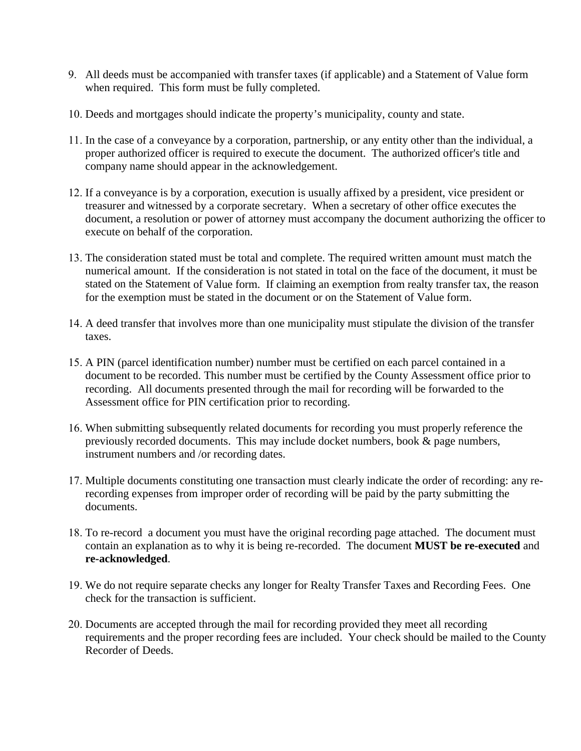9. All deeds must be accompanied with transfer taxes (if applicable) and a Statement of Value form when required. This form must be fully completed.

10. Deeds and mortgages should indicate the property's municipality, county and state.

11. In the case of a conveyance by a corporation, partnership, or any entity other than the individual, a proper authorized officer is required to execute the document. The authorized officer's title and company name should appear in the acknowledgement.

12. If a conveyance is by a corporation, execution is usually affixed by a president, vice president or treasurer and witnessed by a corporate secretary. When a secretary of other office executes the document, a resolution or power of attorney must accompany the document authorizing the officer to execute on behalf of the corporation.

13. The consideration stated must be total and complete. The required written amount must match the numerical amount. If the consideration is not stated in total on the face of the document, it must be stated on the Statement of Value form. If claiming an exemption from realty transfer tax, the reason for the exemption must be stated in the document or on the Statement of Value form.

14. A deed transfer that involves more than one municipality must stipulate the division of the transfer taxes.

15. A PIN (parcel identification number) number must be certified on each parcel contained in a document to be recorded. This number must be certified by the County Assessment office prior to recording. All documents presented through the mail for recording will be forwarded to the Assessment office for PIN certification prior to recording.

16. When submitting subsequently related documents for recording you must properly reference the previously recorded documents. This may include docket numbers, book & page numbers, instrument numbers and /or recording dates.

17. Multiple documents constituting one transaction must clearly indicate the order of recording: any re-recording expenses from improper order of recording will be paid by the party submitting the documents.

18. To re-record a document you must have the original recording page attached. The document must contain an explanation as to why it is being re-recorded. The document **MUST be re-executed** and **re-acknowledged**.

19. We do not require separate checks any longer for Realty Transfer Taxes and Recording Fees. One check for the transaction is sufficient.

20. Documents are accepted through the mail for recording provided they meet all recording requirements and the proper recording fees are included. Your check should be mailed to the County Recorder of Deeds.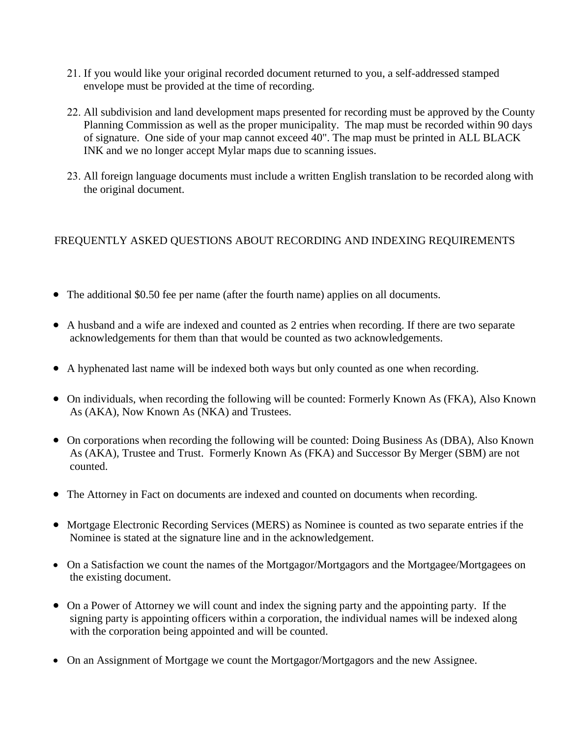21. If you would like your original recorded document returned to you, a self-addressed stamped envelope must be provided at the time of recording.

22. All subdivision and land development maps presented for recording must be approved by the County Planning Commission as well as the proper municipality. The map must be recorded within 90 days of signature. One side of your map cannot exceed 40". The map must be printed in ALL BLACK INK and we no longer accept Mylar maps due to scanning issues.

23. All foreign language documents must include a written English translation to be recorded along with the original document.

## FREQUENTLY ASKED QUESTIONS ABOUT RECORDING AND INDEXING REQUIREMENTS

- The additional $0.50 fee per name (after the fourth name) applies on all documents.
- A husband and a wife are indexed and counted as 2 entries when recording. If there are two separate acknowledgements for them than that would be counted as two acknowledgements.
- A hyphenated last name will be indexed both ways but only counted as one when recording.
- On individuals, when recording the following will be counted: Formerly Known As (FKA), Also Known As (AKA), Now Known As (NKA) and Trustees.
- On corporations when recording the following will be counted: Doing Business As (DBA), Also Known As (AKA), Trustee and Trust. Formerly Known As (FKA) and Successor By Merger (SBM) are not counted.
- The Attorney in Fact on documents are indexed and counted on documents when recording.
- Mortgage Electronic Recording Services (MERS) as Nominee is counted as two separate entries if the Nominee is stated at the signature line and in the acknowledgement.
- On a Satisfaction we count the names of the Mortgagor/Mortgagors and the Mortgagee/Mortgagees on the existing document.
- On a Power of Attorney we will count and index the signing party and the appointing party. If the signing party is appointing officers within a corporation, the individual names will be indexed along with the corporation being appointed and will be counted.
- On an Assignment of Mortgage we count the Mortgagor/Mortgagors and the new Assignee.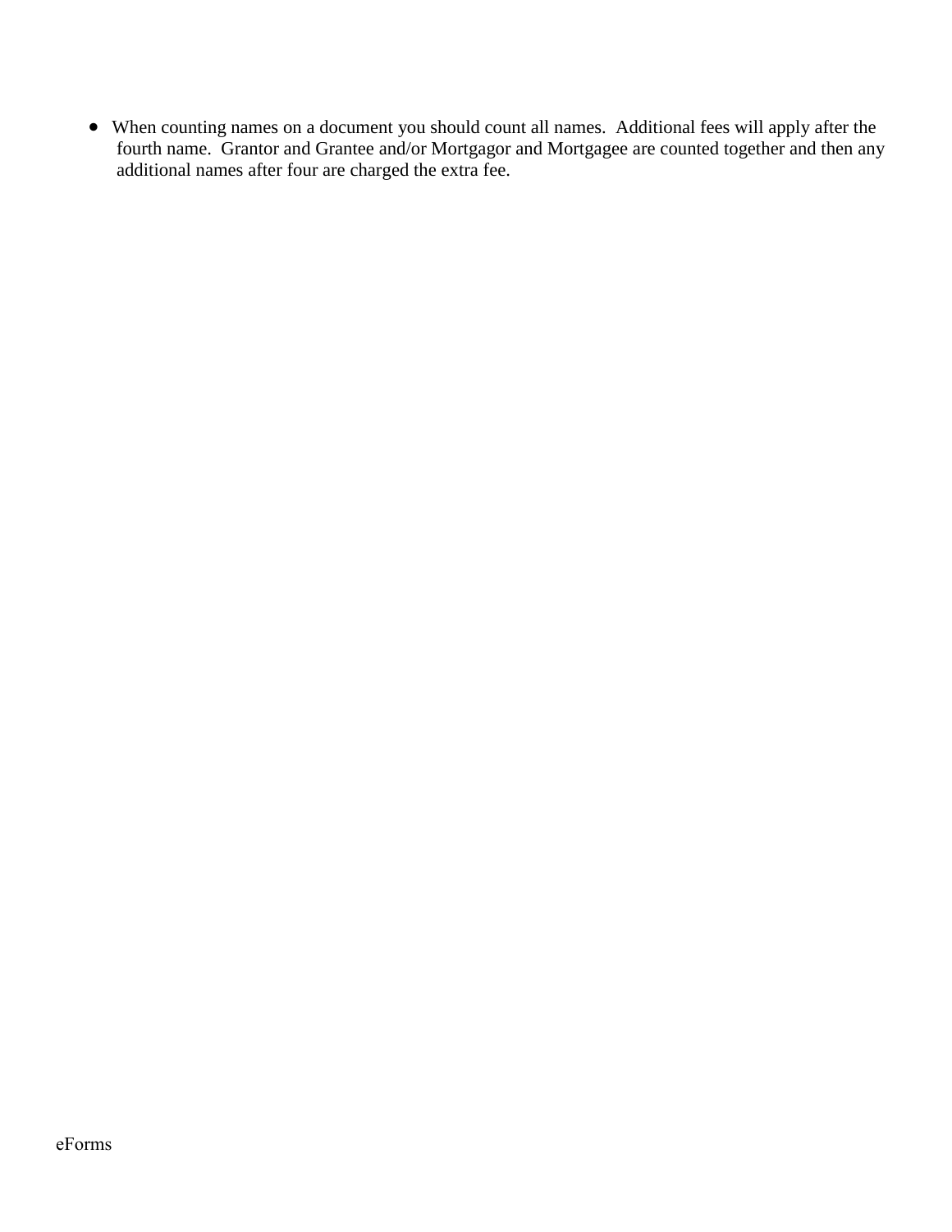- When counting names on a document you should count all names. Additional fees will apply after the fourth name. Grantor and Grantee and/or Mortgagor and Mortgagee are counted together and then any additional names after four are charged the extra fee.